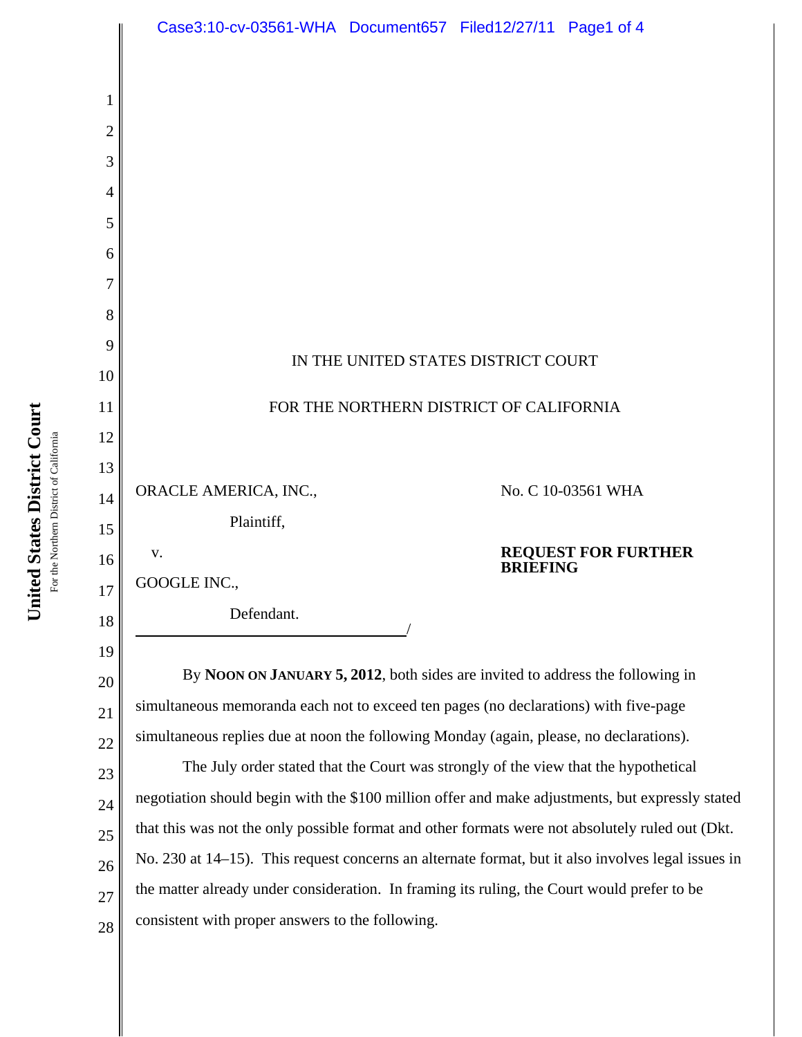IN THE UNITED STATES DISTRICT COURT

FOR THE NORTHERN DISTRICT OF CALIFORNIA

ORACLE AMERICA, INC.,

Plaintiff,

v.

GOOGLE INC.,

Defendant.

No. C 10-03561 WHA

**REQUEST FOR FURTHER BRIEFING**

By **NOON ON JANUARY 5, 2012**, both sides are invited to address the following in simultaneous memoranda each not to exceed ten pages (no declarations) with five-page simultaneous replies due at noon the following Monday (again, please, no declarations).

The July order stated that the Court was strongly of the view that the hypothetical negotiation should begin with the $100 million offer and make adjustments, but expressly stated that this was not the only possible format and other formats were not absolutely ruled out (Dkt. No. 230 at 14–15). This request concerns an alternate format, but it also involves legal issues in the matter already under consideration. In framing its ruling, the Court would prefer to be consistent with proper answers to the following.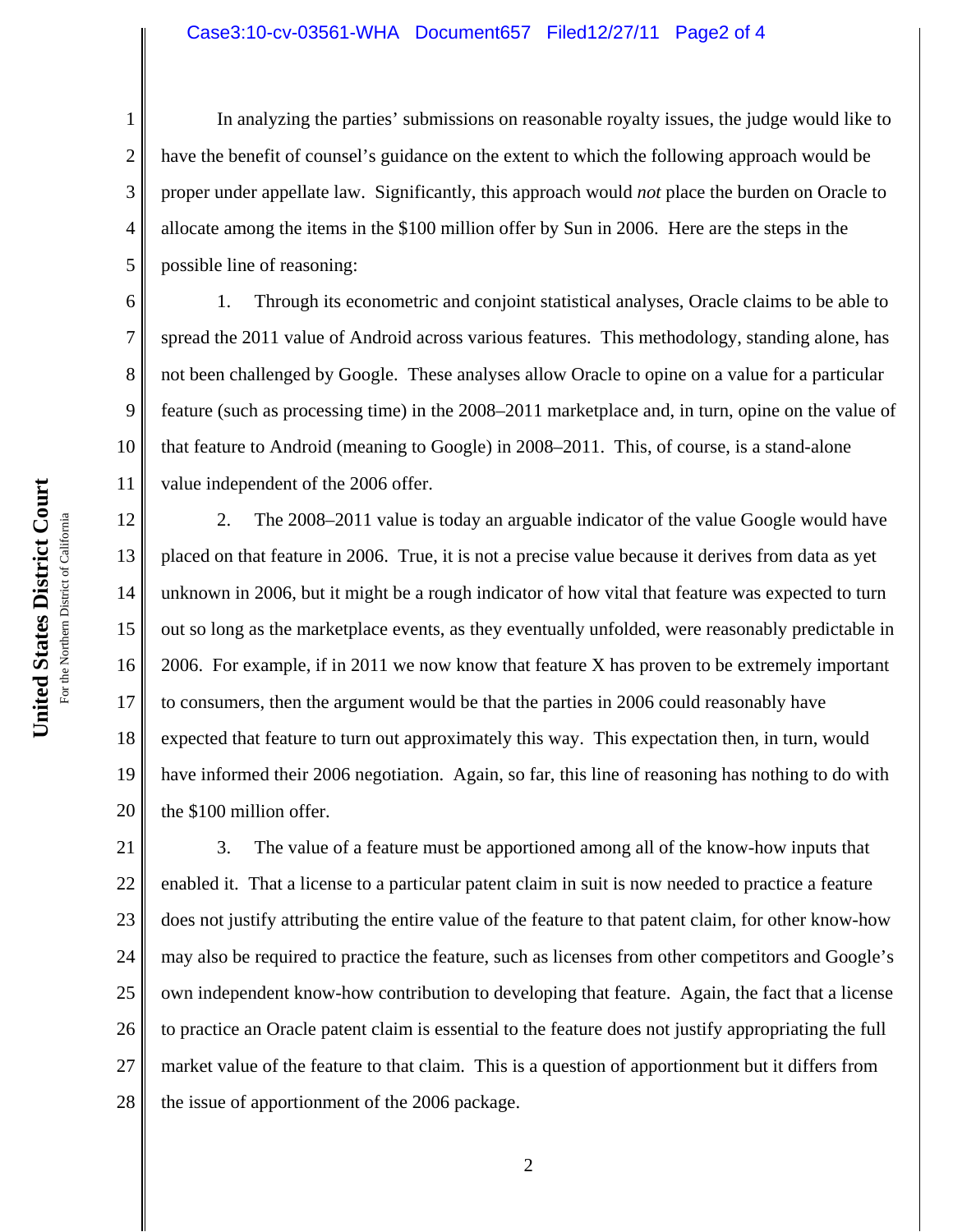In analyzing the parties' submissions on reasonable royalty issues, the judge would like to have the benefit of counsel's guidance on the extent to which the following approach would be proper under appellate law. Significantly, this approach would *not* place the burden on Oracle to allocate among the items in the $100 million offer by Sun in 2006. Here are the steps in the possible line of reasoning:

1. Through its econometric and conjoint statistical analyses, Oracle claims to be able to spread the 2011 value of Android across various features. This methodology, standing alone, has not been challenged by Google. These analyses allow Oracle to opine on a value for a particular feature (such as processing time) in the 2008–2011 marketplace and, in turn, opine on the value of that feature to Android (meaning to Google) in 2008–2011. This, of course, is a stand-alone value independent of the 2006 offer.

2. The 2008–2011 value is today an arguable indicator of the value Google would have placed on that feature in 2006. True, it is not a precise value because it derives from data as yet unknown in 2006, but it might be a rough indicator of how vital that feature was expected to turn out so long as the marketplace events, as they eventually unfolded, were reasonably predictable in 2006. For example, if in 2011 we now know that feature X has proven to be extremely important to consumers, then the argument would be that the parties in 2006 could reasonably have expected that feature to turn out approximately this way. This expectation then, in turn, would have informed their 2006 negotiation. Again, so far, this line of reasoning has nothing to do with the $100 million offer.

3. The value of a feature must be apportioned among all of the know-how inputs that enabled it. That a license to a particular patent claim in suit is now needed to practice a feature does not justify attributing the entire value of the feature to that patent claim, for other know-how may also be required to practice the feature, such as licenses from other competitors and Google's own independent know-how contribution to developing that feature. Again, the fact that a license to practice an Oracle patent claim is essential to the feature does not justify appropriating the full market value of the feature to that claim. This is a question of apportionment but it differs from the issue of apportionment of the 2006 package.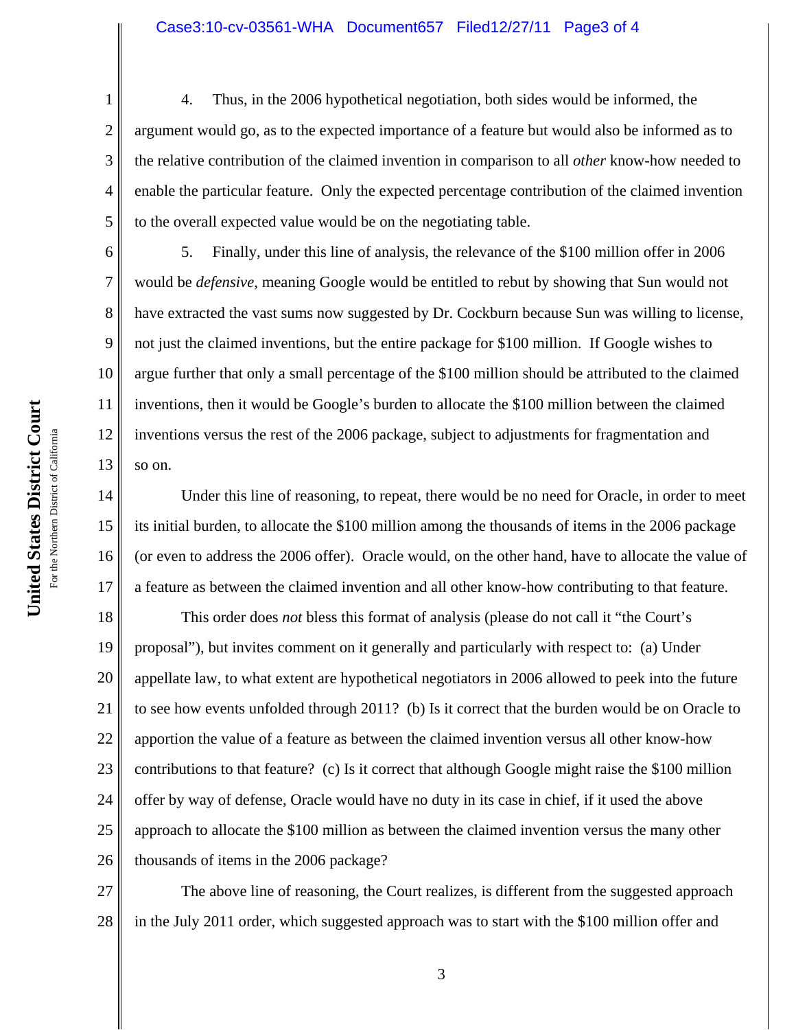4. Thus, in the 2006 hypothetical negotiation, both sides would be informed, the argument would go, as to the expected importance of a feature but would also be informed as to the relative contribution of the claimed invention in comparison to all *other* know-how needed to enable the particular feature. Only the expected percentage contribution of the claimed invention to the overall expected value would be on the negotiating table.

5. Finally, under this line of analysis, the relevance of the $100 million offer in 2006 would be *defensive*, meaning Google would be entitled to rebut by showing that Sun would not have extracted the vast sums now suggested by Dr. Cockburn because Sun was willing to license, not just the claimed inventions, but the entire package for $100 million. If Google wishes to argue further that only a small percentage of the $100 million should be attributed to the claimed inventions, then it would be Google's burden to allocate the $100 million between the claimed inventions versus the rest of the 2006 package, subject to adjustments for fragmentation and so on.

Under this line of reasoning, to repeat, there would be no need for Oracle, in order to meet its initial burden, to allocate the $100 million among the thousands of items in the 2006 package (or even to address the 2006 offer). Oracle would, on the other hand, have to allocate the value of a feature as between the claimed invention and all other know-how contributing to that feature.

This order does *not* bless this format of analysis (please do not call it "the Court's proposal"), but invites comment on it generally and particularly with respect to: (a) Under appellate law, to what extent are hypothetical negotiators in 2006 allowed to peek into the future to see how events unfolded through 2011? (b) Is it correct that the burden would be on Oracle to apportion the value of a feature as between the claimed invention versus all other know-how contributions to that feature? (c) Is it correct that although Google might raise the $100 million offer by way of defense, Oracle would have no duty in its case in chief, if it used the above approach to allocate the $100 million as between the claimed invention versus the many other thousands of items in the 2006 package?

The above line of reasoning, the Court realizes, is different from the suggested approach in the July 2011 order, which suggested approach was to start with the $100 million offer and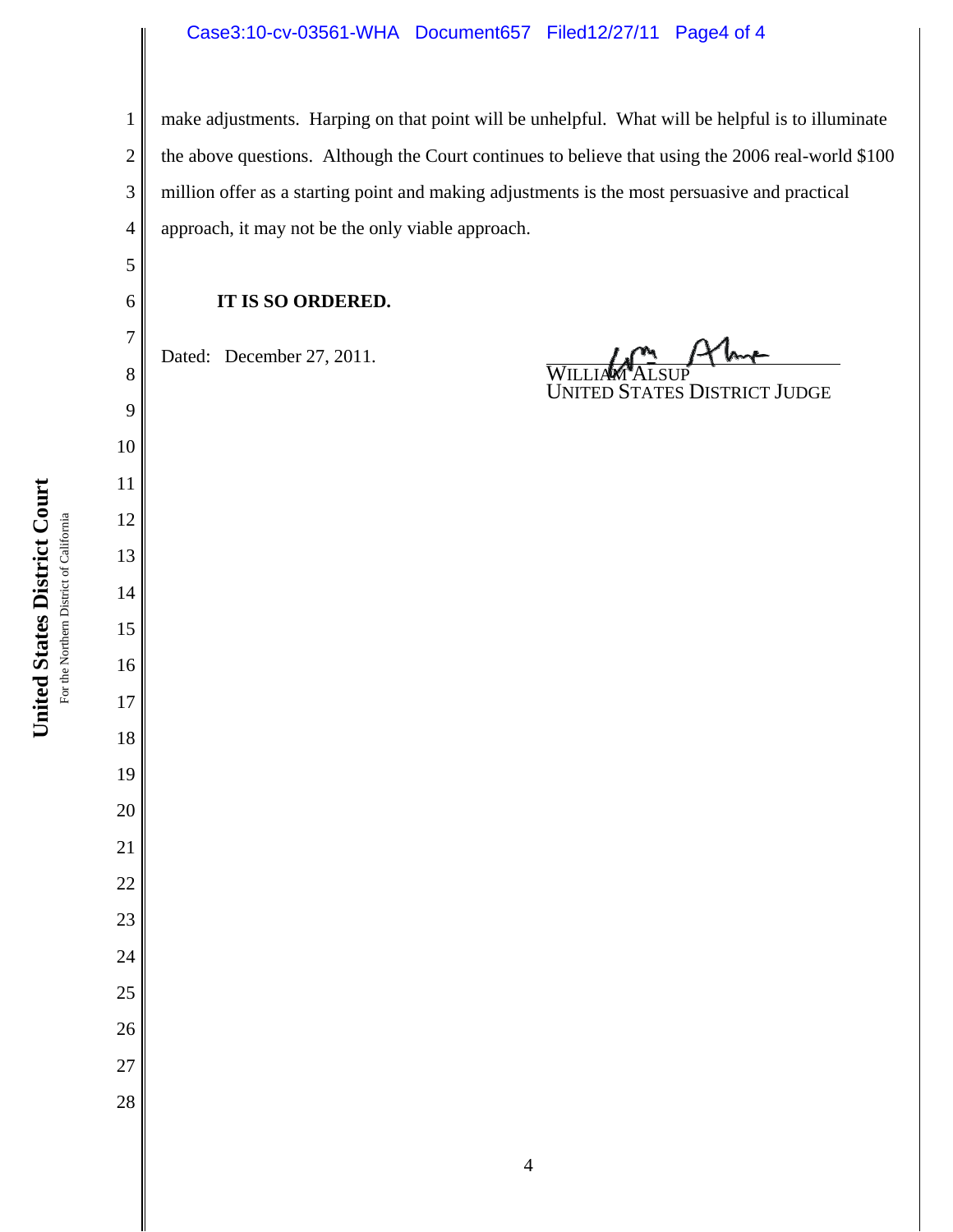make adjustments. Harping on that point will be unhelpful. What will be helpful is to illuminate the above questions. Although the Court continues to believe that using the 2006 real-world $100 million offer as a starting point and making adjustments is the most persuasive and practical approach, it may not be the only viable approach.

**IT IS SO ORDERED.**

Dated: December 27, 2011.

WILLIAM ALSUP
UNITED STATES DISTRICT JUDGE